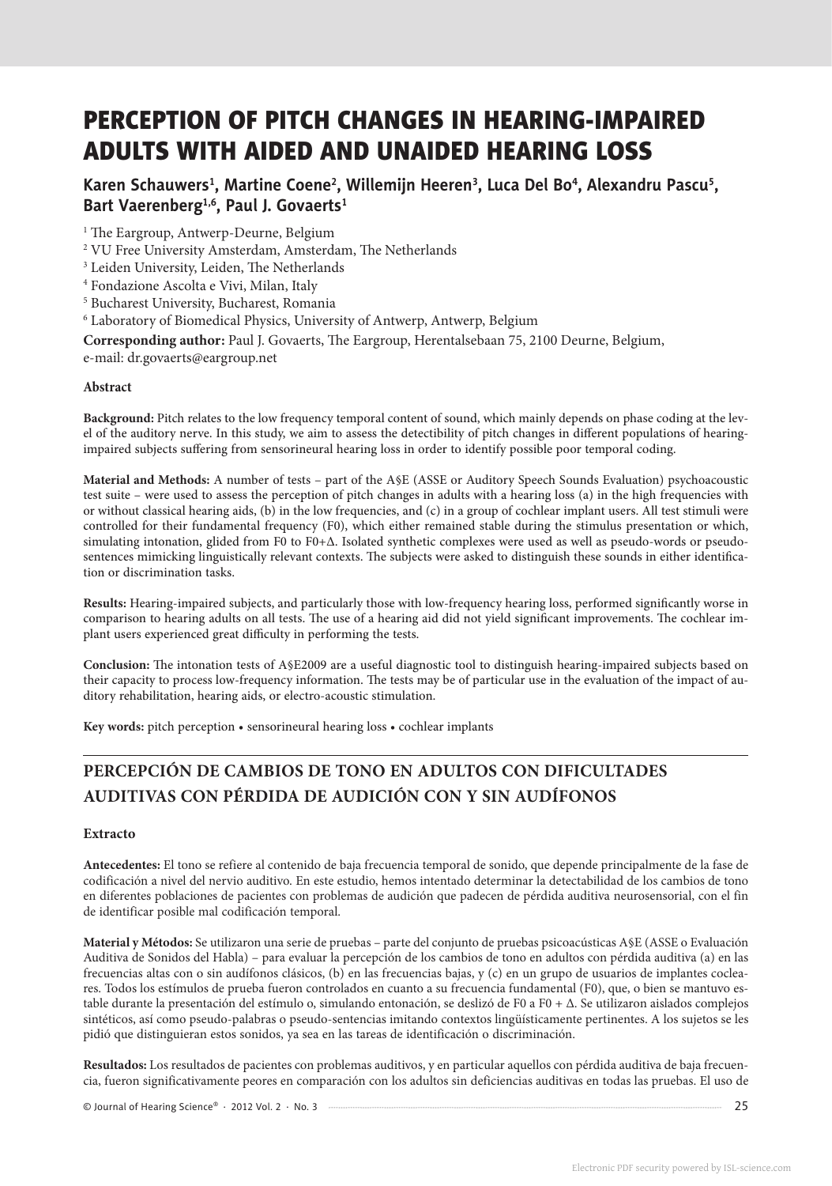# PERCEPTION OF PITCH CHANGES IN HEARING-IMPAIRED ADULTS WITH AIDED AND UNAIDED HEARING LOSS

**Karen Schauwers[1], Martine Coene[2], Willemijn Heeren[3], Luca Del Bo[4], Alexandru Pascu[5], Bart Vaerenberg[1,6], Paul J. Govaerts[1]**

[1] The Eargroup, Antwerp-Deurne, Belgium
[2] VU Free University Amsterdam, Amsterdam, The Netherlands
[3] Leiden University, Leiden, The Netherlands
[4] Fondazione Ascolta e Vivi, Milan, Italy
[5] Bucharest University, Bucharest, Romania
[6] Laboratory of Biomedical Physics, University of Antwerp, Antwerp, Belgium

**Corresponding author:** Paul J. Govaerts, The Eargroup, Herentalsebaan 75, 2100 Deurne, Belgium, e-mail: dr.govaerts@eargroup.net

### Abstract

**Background:** Pitch relates to the low frequency temporal content of sound, which mainly depends on phase coding at the level of the auditory nerve. In this study, we aim to assess the detectibility of pitch changes in different populations of hearing-impaired subjects suffering from sensorineural hearing loss in order to identify possible poor temporal coding.

**Material and Methods:** A number of tests – part of the A§E (ASSE or Auditory Speech Sounds Evaluation) psychoacoustic test suite – were used to assess the perception of pitch changes in adults with a hearing loss (a) in the high frequencies with or without classical hearing aids, (b) in the low frequencies, and (c) in a group of cochlear implant users. All test stimuli were controlled for their fundamental frequency (F0), which either remained stable during the stimulus presentation or which, simulating intonation, glided from F0 to F0+Δ. Isolated synthetic complexes were used as well as pseudo-words or pseudo-sentences mimicking linguistically relevant contexts. The subjects were asked to distinguish these sounds in either identification or discrimination tasks.

**Results:** Hearing-impaired subjects, and particularly those with low-frequency hearing loss, performed significantly worse in comparison to hearing adults on all tests. The use of a hearing aid did not yield significant improvements. The cochlear implant users experienced great difficulty in performing the tests.

**Conclusion:** The intonation tests of A§E2009 are a useful diagnostic tool to distinguish hearing-impaired subjects based on their capacity to process low-frequency information. The tests may be of particular use in the evaluation of the impact of auditory rehabilitation, hearing aids, or electro-acoustic stimulation.

**Key words:** pitch perception • sensorineural hearing loss • cochlear implants

## PERCEPCIÓN DE CAMBIOS DE TONO EN ADULTOS CON DIFICULTADES AUDITIVAS CON PÉRDIDA DE AUDICIÓN CON Y SIN AUDÍFONOS

### Extracto

**Antecedentes:** El tono se refiere al contenido de baja frecuencia temporal de sonido, que depende principalmente de la fase de codificación a nivel del nervio auditivo. En este estudio, hemos intentado determinar la detectabilidad de los cambios de tono en diferentes poblaciones de pacientes con problemas de audición que padecen de pérdida auditiva neurosensorial, con el fin de identificar posible mal codificación temporal.

**Material y Métodos:** Se utilizaron una serie de pruebas – parte del conjunto de pruebas psicoacústicas A§E (ASSE o Evaluación Auditiva de Sonidos del Habla) – para evaluar la percepción de los cambios de tono en adultos con pérdida auditiva (a) en las frecuencias altas con o sin audífonos clásicos, (b) en las frecuencias bajas, y (c) en un grupo de usuarios de implantes cocleares. Todos los estímulos de prueba fueron controlados en cuanto a su frecuencia fundamental (F0), que, o bien se mantuvo estable durante la presentación del estímulo o, simulando entonación, se deslizó de F0 a F0 + Δ. Se utilizaron aislados complejos sintéticos, así como pseudo-palabras o pseudo-sentencias imitando contextos lingüísticamente pertinentes. A los sujetos se les pidió que distinguieran estos sonidos, ya sea en las tareas de identificación o discriminación.

**Resultados:** Los resultados de pacientes con problemas auditivos, y en particular aquellos con pérdida auditiva de baja frecuencia, fueron significativamente peores en comparación con los adultos sin deficiencias auditivas en todas las pruebas. El uso de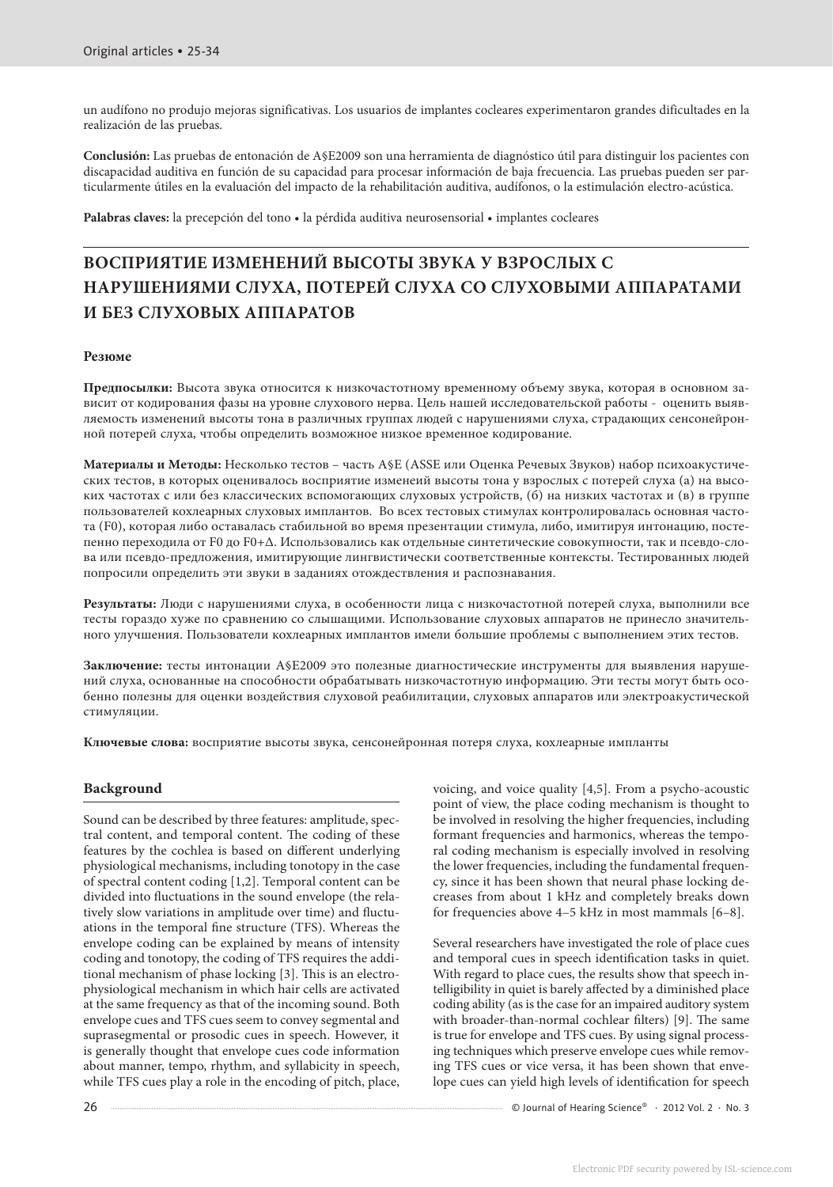un audífono no produjo mejoras significativas. Los usuarios de implantes cocleares experimentaron grandes dificultades en la realización de las pruebas.

**Conclusión:** Las pruebas de entonación de A§E2009 son una herramienta de diagnóstico útil para distinguir los pacientes con discapacidad auditiva en función de su capacidad para procesar información de baja frecuencia. Las pruebas pueden ser particularmente útiles en la evaluación del impacto de la rehabilitación auditiva, audífonos, o la estimulación electro-acústica.

**Palabras claves:** la precepción del tono • la pérdida auditiva neurosensorial • implantes cocleares

## ВОСПРИЯТИЕ ИЗМЕНЕНИЙ ВЫСОТЫ ЗВУКА У ВЗРОСЛЫХ С НАРУШЕНИЯМИ СЛУХА, ПОТЕРЕЙ СЛУХА СО СЛУХОВЫМИ АППАРАТАМИ И БЕЗ СЛУХОВЫХ АППАРАТОВ

### Резюме

**Предпосылки:** Высота звука относится к низкочастотному временному объему звука, которая в основном зависит от кодирования фазы на уровне слухового нерва. Цель нашей исследовательской работы - оценить выявляемость изменений высоты тона в различных группах людей с нарушениями слуха, страдающих сенсонейронной потерей слуха, чтобы определить возможное низкое временное кодирование.

**Материалы и Методы:** Несколько тестов – часть A§E (ASSE или Оценка Речевых Звуков) набор психоакустических тестов, в которых оценивалось восприятие изменеий высоты тона у взрослых с потерей слуха (а) на высоких частотах с или без классических вспомогающих слуховых устройств, (б) на низких частотах и (в) в группе пользователей кохлеарных слуховых имплантов. Во всех тестовых стимулах контролировалась основная частота (F0), которая либо оставалась стабильной во время презентации стимула, либо, имитируя интонацию, постепенно переходила от F0 до F0+Δ. Использовались как отдельные синтетические совокупности, так и псевдо-слова или псевдо-предложения, имитирующие лингвистически соответственные контексты. Тестированных людей попросили определить эти звуки в заданиях отождествления и распознавания.

**Результаты:** Люди с нарушениями слуха, в особенности лица с низкочастотной потерей слуха, выполнили все тесты гораздо хуже по сравнению со слышащими. Использование слуховых аппаратов не принесло значительного улучшения. Пользователи кохлеарных имплантов имели большие проблемы с выполнением этих тестов.

**Заключение:** тесты интонации A§E2009 это полезные диагностические инструменты для выявления нарушений слуха, основанные на способности обрабатывать низкочастотную информацию. Эти тесты могут быть особенно полезны для оценки воздействия слуховой реабилитации, слуховых аппаратов или электроакустической стимуляции.

**Ключевые слова:** восприятие высоты звука, сенсонейронная потеря слуха, кохлеарные импланты

## Background

Sound can be described by three features: amplitude, spectral content, and temporal content. The coding of these features by the cochlea is based on different underlying physiological mechanisms, including tonotopy in the case of spectral content coding [1,2]. Temporal content can be divided into fluctuations in the sound envelope (the relatively slow variations in amplitude over time) and fluctuations in the temporal fine structure (TFS). Whereas the envelope coding can be explained by means of intensity coding and tonotopy, the coding of TFS requires the additional mechanism of phase locking [3]. This is an electrophysiological mechanism in which hair cells are activated at the same frequency as that of the incoming sound. Both envelope cues and TFS cues seem to convey segmental and suprasegmental or prosodic cues in speech. However, it is generally thought that envelope cues code information about manner, tempo, rhythm, and syllabicity in speech, while TFS cues play a role in the encoding of pitch, place, voicing, and voice quality [4,5]. From a psycho-acoustic point of view, the place coding mechanism is thought to be involved in resolving the higher frequencies, including formant frequencies and harmonics, whereas the temporal coding mechanism is especially involved in resolving the lower frequencies, including the fundamental frequency, since it has been shown that neural phase locking decreases from about 1 kHz and completely breaks down for frequencies above 4–5 kHz in most mammals [6–8].

Several researchers have investigated the role of place cues and temporal cues in speech identification tasks in quiet. With regard to place cues, the results show that speech intelligibility in quiet is barely affected by a diminished place coding ability (as is the case for an impaired auditory system with broader-than-normal cochlear filters) [9]. The same is true for envelope and TFS cues. By using signal processing techniques which preserve envelope cues while removing TFS cues or vice versa, it has been shown that envelope cues can yield high levels of identification for speech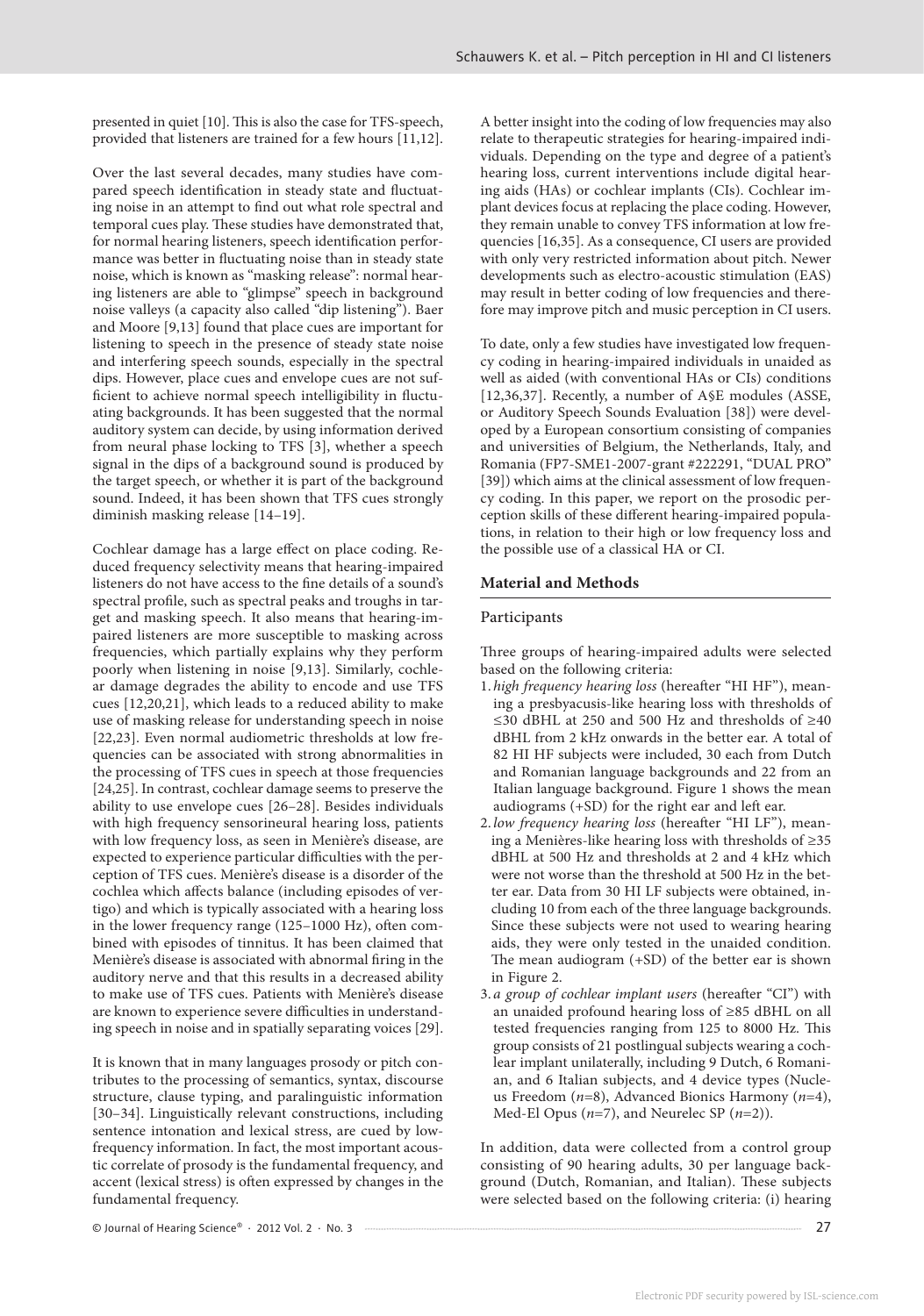presented in quiet [10]. This is also the case for TFS-speech, provided that listeners are trained for a few hours [11,12].

Over the last several decades, many studies have compared speech identification in steady state and fluctuating noise in an attempt to find out what role spectral and temporal cues play. These studies have demonstrated that, for normal hearing listeners, speech identification performance was better in fluctuating noise than in steady state noise, which is known as "masking release": normal hearing listeners are able to "glimpse" speech in background noise valleys (a capacity also called "dip listening"). Baer and Moore [9,13] found that place cues are important for listening to speech in the presence of steady state noise and interfering speech sounds, especially in the spectral dips. However, place cues and envelope cues are not sufficient to achieve normal speech intelligibility in fluctuating backgrounds. It has been suggested that the normal auditory system can decide, by using information derived from neural phase locking to TFS [3], whether a speech signal in the dips of a background sound is produced by the target speech, or whether it is part of the background sound. Indeed, it has been shown that TFS cues strongly diminish masking release [14–19].

Cochlear damage has a large effect on place coding. Reduced frequency selectivity means that hearing-impaired listeners do not have access to the fine details of a sound's spectral profile, such as spectral peaks and troughs in target and masking speech. It also means that hearing-impaired listeners are more susceptible to masking across frequencies, which partially explains why they perform poorly when listening in noise [9,13]. Similarly, cochlear damage degrades the ability to encode and use TFS cues [12,20,21], which leads to a reduced ability to make use of masking release for understanding speech in noise [22,23]. Even normal audiometric thresholds at low frequencies can be associated with strong abnormalities in the processing of TFS cues in speech at those frequencies [24,25]. In contrast, cochlear damage seems to preserve the ability to use envelope cues [26–28]. Besides individuals with high frequency sensorineural hearing loss, patients with low frequency loss, as seen in Menière's disease, are expected to experience particular difficulties with the perception of TFS cues. Menière's disease is a disorder of the cochlea which affects balance (including episodes of vertigo) and which is typically associated with a hearing loss in the lower frequency range (125–1000 Hz), often combined with episodes of tinnitus. It has been claimed that Menière's disease is associated with abnormal firing in the auditory nerve and that this results in a decreased ability to make use of TFS cues. Patients with Menière's disease are known to experience severe difficulties in understanding speech in noise and in spatially separating voices [29].

It is known that in many languages prosody or pitch contributes to the processing of semantics, syntax, discourse structure, clause typing, and paralinguistic information [30–34]. Linguistically relevant constructions, including sentence intonation and lexical stress, are cued by low-frequency information. In fact, the most important acoustic correlate of prosody is the fundamental frequency, and accent (lexical stress) is often expressed by changes in the fundamental frequency.

A better insight into the coding of low frequencies may also relate to therapeutic strategies for hearing-impaired individuals. Depending on the type and degree of a patient's hearing loss, current interventions include digital hearing aids (HAs) or cochlear implants (CIs). Cochlear implant devices focus at replacing the place coding. However, they remain unable to convey TFS information at low frequencies [16,35]. As a consequence, CI users are provided with only very restricted information about pitch. Newer developments such as electro-acoustic stimulation (EAS) may result in better coding of low frequencies and therefore may improve pitch and music perception in CI users.

To date, only a few studies have investigated low frequency coding in hearing-impaired individuals in unaided as well as aided (with conventional HAs or CIs) conditions [12,36,37]. Recently, a number of A§E modules (ASSE, or Auditory Speech Sounds Evaluation [38]) were developed by a European consortium consisting of companies and universities of Belgium, the Netherlands, Italy, and Romania (FP7-SME1-2007-grant #222291, "DUAL PRO" [39]) which aims at the clinical assessment of low frequency coding. In this paper, we report on the prosodic perception skills of these different hearing-impaired populations, in relation to their high or low frequency loss and the possible use of a classical HA or CI.

## Material and Methods

### Participants

Three groups of hearing-impaired adults were selected based on the following criteria:

1. *high frequency hearing loss* (hereafter "HI HF"), meaning a presbyacusis-like hearing loss with thresholds of ≤30 dBHL at 250 and 500 Hz and thresholds of ≥40 dBHL from 2 kHz onwards in the better ear. A total of 82 HI HF subjects were included, 30 each from Dutch and Romanian language backgrounds and 22 from an Italian language background. Figure 1 shows the mean audiograms (+SD) for the right ear and left ear.
2. *low frequency hearing loss* (hereafter "HI LF"), meaning a Menières-like hearing loss with thresholds of ≥35 dBHL at 500 Hz and thresholds at 2 and 4 kHz which were not worse than the threshold at 500 Hz in the better ear. Data from 30 HI LF subjects were obtained, including 10 from each of the three language backgrounds. Since these subjects were not used to wearing hearing aids, they were only tested in the unaided condition. The mean audiogram (+SD) of the better ear is shown in Figure 2.
3. *a group of cochlear implant users* (hereafter "CI") with an unaided profound hearing loss of ≥85 dBHL on all tested frequencies ranging from 125 to 8000 Hz. This group consists of 21 postlingual subjects wearing a cochlear implant unilaterally, including 9 Dutch, 6 Romanian, and 6 Italian subjects, and 4 device types (Nucleus Freedom ($n$=8), Advanced Bionics Harmony ($n$=4), Med-El Opus ($n$=7), and Neurelec SP ($n$=2)).

In addition, data were collected from a control group consisting of 90 hearing adults, 30 per language background (Dutch, Romanian, and Italian). These subjects were selected based on the following criteria: (i) hearing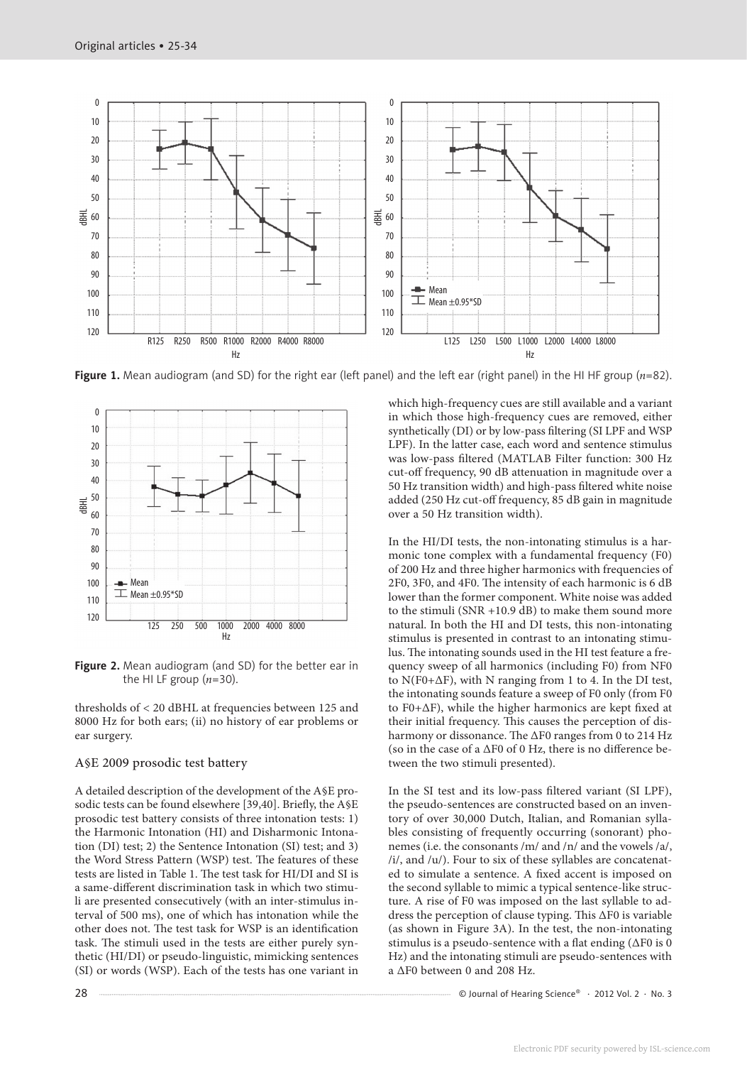Figure 1. Mean audiogram (and SD) for the right ear (left panel) and the left ear (right panel) in the HI HF group ($n$=82).

Figure 2. Mean audiogram (and SD) for the better ear in the HI LF group ($n$=30).

thresholds of < 20 dBHL at frequencies between 125 and 8000 Hz for both ears; (ii) no history of ear problems or ear surgery.

### A§E 2009 prosodic test battery

A detailed description of the development of the A§E prosodic tests can be found elsewhere [39,40]. Briefly, the A§E prosodic test battery consists of three intonation tests: 1) the Harmonic Intonation (HI) and Disharmonic Intonation (DI) test; 2) the Sentence Intonation (SI) test; and 3) the Word Stress Pattern (WSP) test. The features of these tests are listed in Table 1. The test task for HI/DI and SI is a same-different discrimination task in which two stimuli are presented consecutively (with an inter-stimulus interval of 500 ms), one of which has intonation while the other does not. The test task for WSP is an identification task. The stimuli used in the tests are either purely synthetic (HI/DI) or pseudo-linguistic, mimicking sentences (SI) or words (WSP). Each of the tests has one variant in which high-frequency cues are still available and a variant in which those high-frequency cues are removed, either synthetically (DI) or by low-pass filtering (SI LPF and WSP LPF). In the latter case, each word and sentence stimulus was low-pass filtered (MATLAB Filter function: 300 Hz cut-off frequency, 90 dB attenuation in magnitude over a 50 Hz transition width) and high-pass filtered white noise added (250 Hz cut-off frequency, 85 dB gain in magnitude over a 50 Hz transition width).

In the HI/DI tests, the non-intonating stimulus is a harmonic tone complex with a fundamental frequency (F0) of 200 Hz and three higher harmonics with frequencies of 2F0, 3F0, and 4F0. The intensity of each harmonic is 6 dB lower than the former component. White noise was added to the stimuli (SNR +10.9 dB) to make them sound more natural. In both the HI and DI tests, this non-intonating stimulus is presented in contrast to an intonating stimulus. The intonating sounds used in the HI test feature a frequency sweep of all harmonics (including F0) from NF0 to N(F0+ΔF), with N ranging from 1 to 4. In the DI test, the intonating sounds feature a sweep of F0 only (from F0 to F0+ΔF), while the higher harmonics are kept fixed at their initial frequency. This causes the perception of disharmony or dissonance. The ΔF0 ranges from 0 to 214 Hz (so in the case of a ΔF0 of 0 Hz, there is no difference between the two stimuli presented).

In the SI test and its low-pass filtered variant (SI LPF), the pseudo-sentences are constructed based on an inventory of over 30,000 Dutch, Italian, and Romanian syllables consisting of frequently occurring (sonorant) phonemes (i.e. the consonants /m/ and /n/ and the vowels /a/, /i/, and /u/). Four to six of these syllables are concatenated to simulate a sentence. A fixed accent is imposed on the second syllable to mimic a typical sentence-like structure. A rise of F0 was imposed on the last syllable to address the perception of clause typing. This ΔF0 is variable (as shown in Figure 3A). In the test, the non-intonating stimulus is a pseudo-sentence with a flat ending (ΔF0 is 0 Hz) and the intonating stimuli are pseudo-sentences with a ΔF0 between 0 and 208 Hz.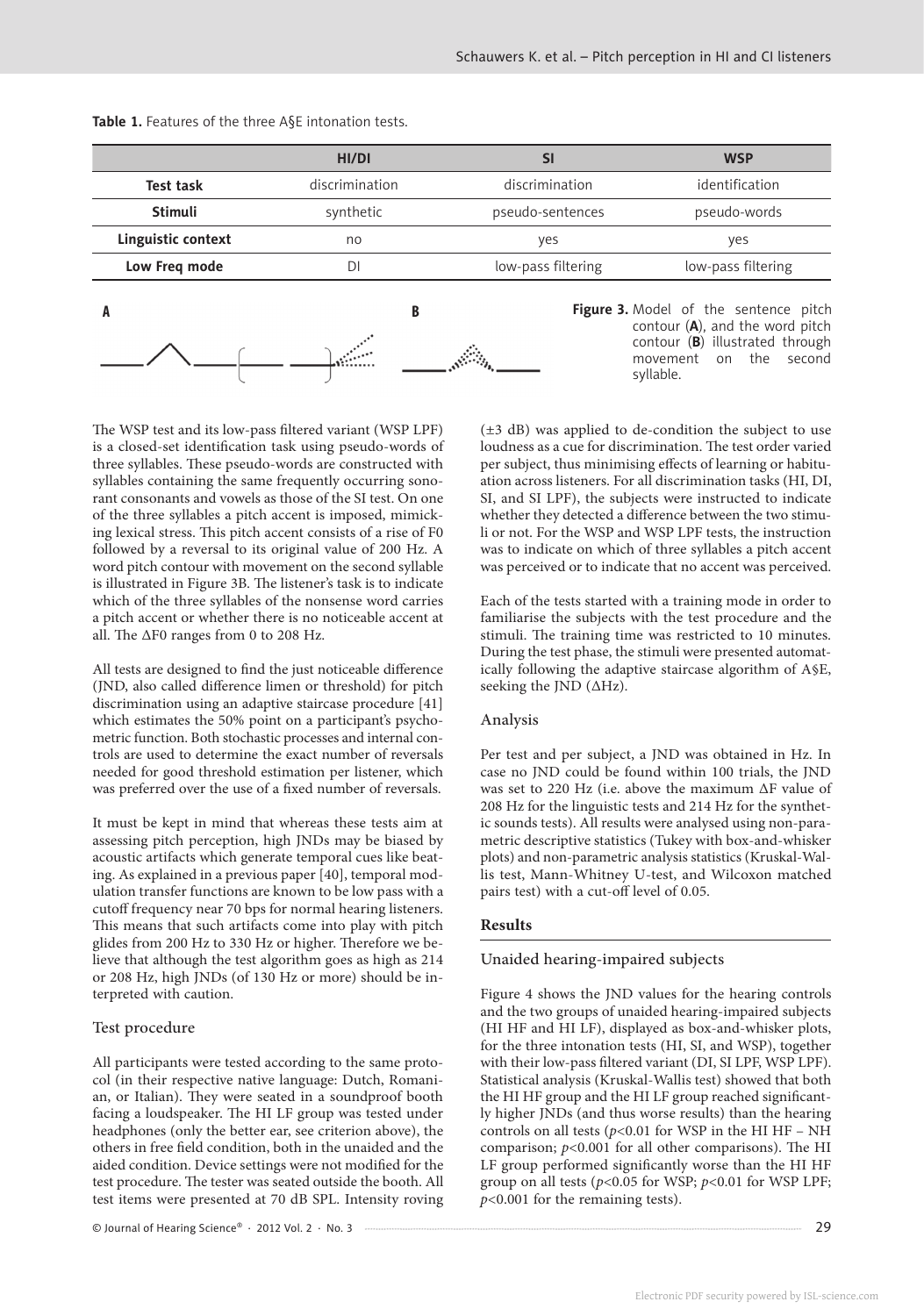**Table 1.** Features of the three A§E intonation tests.

| | HI/DI | SI | WSP |
|---|---|---|---|
| **Test task** | discrimination | discrimination | identification |
| **Stimuli** | synthetic | pseudo-sentences | pseudo-words |
| **Linguistic context** | no | yes | yes |
| **Low Freq mode** | DI | low-pass filtering | low-pass filtering |

**Figure 3.** Model of the sentence pitch contour (**A**), and the word pitch contour (**B**) illustrated through movement on the second syllable.

The WSP test and its low-pass filtered variant (WSP LPF) is a closed-set identification task using pseudo-words of three syllables. These pseudo-words are constructed with syllables containing the same frequently occurring sonorant consonants and vowels as those of the SI test. On one of the three syllables a pitch accent is imposed, mimicking lexical stress. This pitch accent consists of a rise of F0 followed by a reversal to its original value of 200 Hz. A word pitch contour with movement on the second syllable is illustrated in Figure 3B. The listener's task is to indicate which of the three syllables of the nonsense word carries a pitch accent or whether there is no noticeable accent at all. The ΔF0 ranges from 0 to 208 Hz.

All tests are designed to find the just noticeable difference (JND, also called difference limen or threshold) for pitch discrimination using an adaptive staircase procedure [41] which estimates the 50% point on a participant's psychometric function. Both stochastic processes and internal controls are used to determine the exact number of reversals needed for good threshold estimation per listener, which was preferred over the use of a fixed number of reversals.

It must be kept in mind that whereas these tests aim at assessing pitch perception, high JNDs may be biased by acoustic artifacts which generate temporal cues like beating. As explained in a previous paper [40], temporal modulation transfer functions are known to be low pass with a cutoff frequency near 70 bps for normal hearing listeners. This means that such artifacts come into play with pitch glides from 200 Hz to 330 Hz or higher. Therefore we believe that although the test algorithm goes as high as 214 or 208 Hz, high JNDs (of 130 Hz or more) should be interpreted with caution.

### Test procedure

All participants were tested according to the same protocol (in their respective native language: Dutch, Romanian, or Italian). They were seated in a soundproof booth facing a loudspeaker. The HI LF group was tested under headphones (only the better ear, see criterion above), the others in free field condition, both in the unaided and the aided condition. Device settings were not modified for the test procedure. The tester was seated outside the booth. All test items were presented at 70 dB SPL. Intensity roving (±3 dB) was applied to de-condition the subject to use loudness as a cue for discrimination. The test order varied per subject, thus minimising effects of learning or habituation across listeners. For all discrimination tasks (HI, DI, SI, and SI LPF), the subjects were instructed to indicate whether they detected a difference between the two stimuli or not. For the WSP and WSP LPF tests, the instruction was to indicate on which of three syllables a pitch accent was perceived or to indicate that no accent was perceived.

Each of the tests started with a training mode in order to familiarise the subjects with the test procedure and the stimuli. The training time was restricted to 10 minutes. During the test phase, the stimuli were presented automatically following the adaptive staircase algorithm of A§E, seeking the JND (ΔHz).

### Analysis

Per test and per subject, a JND was obtained in Hz. In case no JND could be found within 100 trials, the JND was set to 220 Hz (i.e. above the maximum ΔF value of 208 Hz for the linguistic tests and 214 Hz for the synthetic sounds tests). All results were analysed using non-parametric descriptive statistics (Tukey with box-and-whisker plots) and non-parametric analysis statistics (Kruskal-Wallis test, Mann-Whitney U-test, and Wilcoxon matched pairs test) with a cut-off level of 0.05.

## Results

### Unaided hearing-impaired subjects

Figure 4 shows the JND values for the hearing controls and the two groups of unaided hearing-impaired subjects (HI HF and HI LF), displayed as box-and-whisker plots, for the three intonation tests (HI, SI, and WSP), together with their low-pass filtered variant (DI, SI LPF, WSP LPF). Statistical analysis (Kruskal-Wallis test) showed that both the HI HF group and the HI LF group reached significantly higher JNDs (and thus worse results) than the hearing controls on all tests ($p<0.01$ for WSP in the HI HF – NH comparison; $p<0.001$ for all other comparisons). The HI LF group performed significantly worse than the HI HF group on all tests ($p<0.05$ for WSP; $p<0.01$ for WSP LPF; $p<0.001$ for the remaining tests).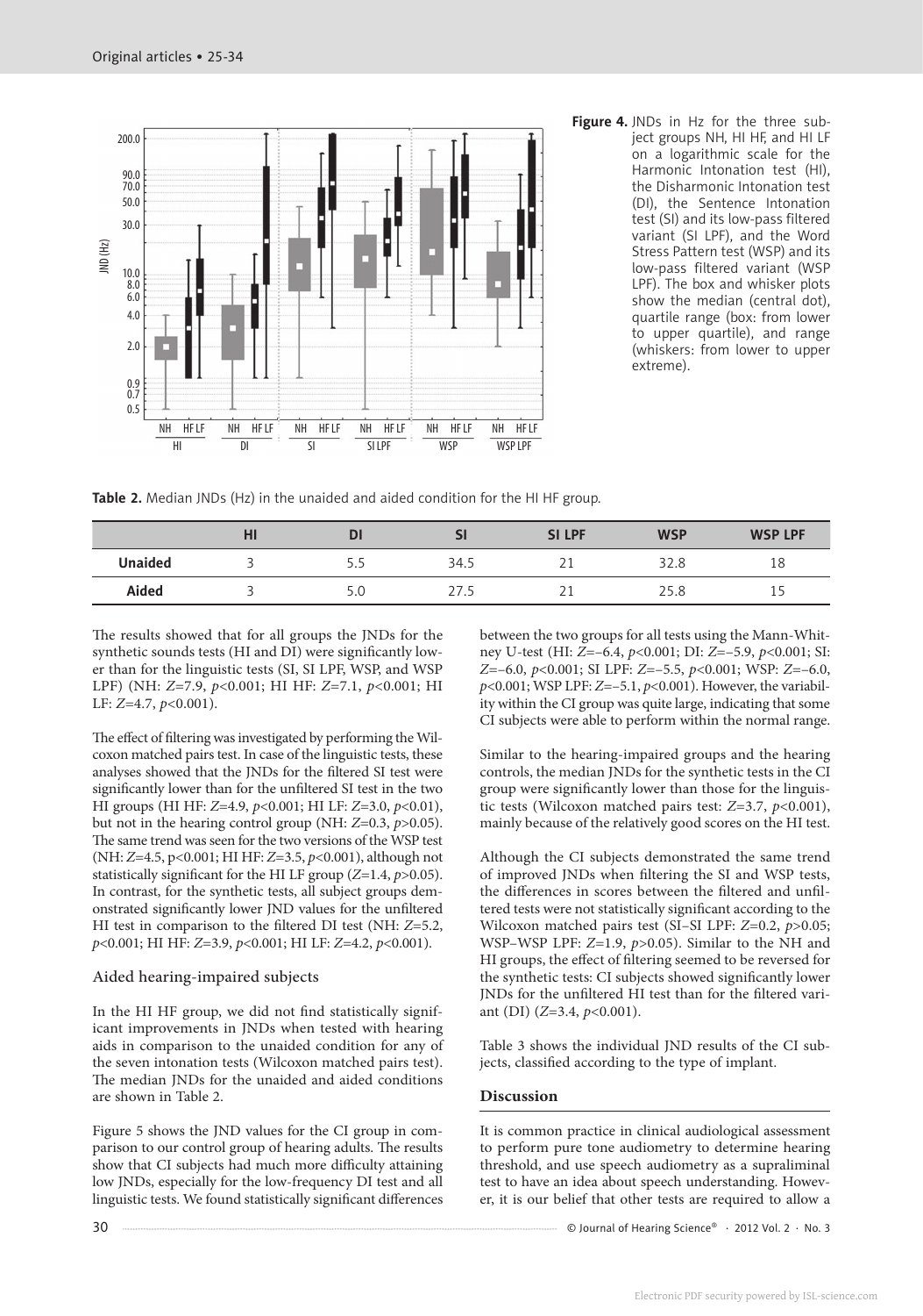**Figure 4.** JNDs in Hz for the three subject groups NH, HI HF, and HI LF on a logarithmic scale for the Harmonic Intonation test (HI), the Disharmonic Intonation test (DI), the Sentence Intonation test (SI) and its low-pass filtered variant (SI LPF), and the Word Stress Pattern test (WSP) and its low-pass filtered variant (WSP LPF). The box and whisker plots show the median (central dot), quartile range (box: from lower to upper quartile), and range (whiskers: from lower to upper extreme).

**Table 2.** Median JNDs (Hz) in the unaided and aided condition for the HI HF group.

| | HI | DI | SI | SI LPF | WSP | WSP LPF |
|---|---|---|---|---|---|---|
| **Unaided** | 3 | 5.5 | 34.5 | 21 | 32.8 | 18 |
| **Aided** | 3 | 5.0 | 27.5 | 21 | 25.8 | 15 |

The results showed that for all groups the JNDs for the synthetic sounds tests (HI and DI) were significantly lower than for the linguistic tests (SI, SI LPF, WSP, and WSP LPF) (NH: $Z$=7.9, $p$<0.001; HI HF: $Z$=7.1, $p$<0.001; HI LF: $Z$=4.7, $p$<0.001).

The effect of filtering was investigated by performing the Wilcoxon matched pairs test. In case of the linguistic tests, these analyses showed that the JNDs for the filtered SI test were significantly lower than for the unfiltered SI test in the two HI groups (HI HF: $Z$=4.9, $p$<0.001; HI LF: $Z$=3.0, $p$<0.01), but not in the hearing control group (NH: $Z$=0.3, $p$>0.05). The same trend was seen for the two versions of the WSP test (NH: $Z$=4.5, p<0.001; HI HF: $Z$=3.5, $p$<0.001), although not statistically significant for the HI LF group ($Z$=1.4, $p$>0.05). In contrast, for the synthetic tests, all subject groups demonstrated significantly lower JND values for the unfiltered HI test in comparison to the filtered DI test (NH: $Z$=5.2, $p$<0.001; HI HF: $Z$=3.9, $p$<0.001; HI LF: $Z$=4.2, $p$<0.001).

### Aided hearing-impaired subjects

In the HI HF group, we did not find statistically significant improvements in JNDs when tested with hearing aids in comparison to the unaided condition for any of the seven intonation tests (Wilcoxon matched pairs test). The median JNDs for the unaided and aided conditions are shown in Table 2.

Figure 5 shows the JND values for the CI group in comparison to our control group of hearing adults. The results show that CI subjects had much more difficulty attaining low JNDs, especially for the low-frequency DI test and all linguistic tests. We found statistically significant differences between the two groups for all tests using the Mann-Whitney U-test (HI: $Z$=–6.4, $p$<0.001; DI: $Z$=–5.9, $p$<0.001; SI: $Z$=–6.0, $p$<0.001; SI LPF: $Z$=–5.5, $p$<0.001; WSP: $Z$=–6.0, $p$<0.001; WSP LPF: $Z$=–5.1, $p$<0.001). However, the variability within the CI group was quite large, indicating that some CI subjects were able to perform within the normal range.

Similar to the hearing-impaired groups and the hearing controls, the median JNDs for the synthetic tests in the CI group were significantly lower than those for the linguistic tests (Wilcoxon matched pairs test: $Z$=3.7, $p$<0.001), mainly because of the relatively good scores on the HI test.

Although the CI subjects demonstrated the same trend of improved JNDs when filtering the SI and WSP tests, the differences in scores between the filtered and unfiltered tests were not statistically significant according to the Wilcoxon matched pairs test (SI–SI LPF: $Z$=0.2, $p$>0.05; WSP–WSP LPF: $Z$=1.9, $p$>0.05). Similar to the NH and HI groups, the effect of filtering seemed to be reversed for the synthetic tests: CI subjects showed significantly lower JNDs for the unfiltered HI test than for the filtered variant (DI) ($Z$=3.4, $p$<0.001).

Table 3 shows the individual JND results of the CI subjects, classified according to the type of implant.

## Discussion

It is common practice in clinical audiological assessment to perform pure tone audiometry to determine hearing threshold, and use speech audiometry as a supraliminal test to have an idea about speech understanding. However, it is our belief that other tests are required to allow a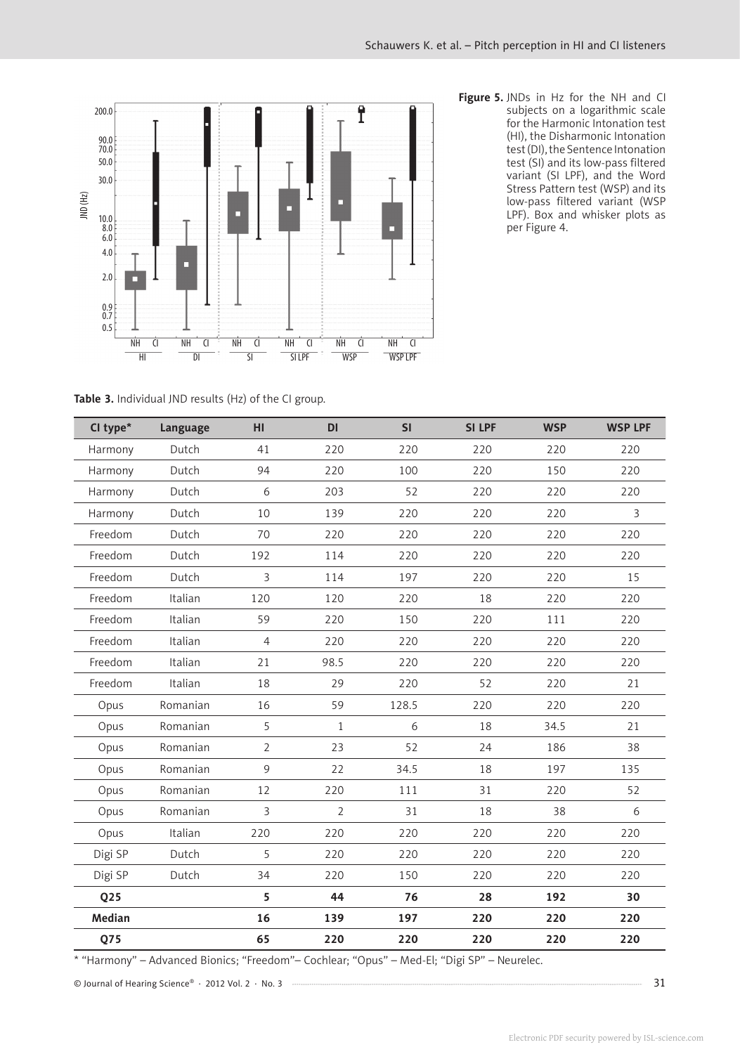**Figure 5.** JNDs in Hz for the NH and CI subjects on a logarithmic scale for the Harmonic Intonation test (HI), the Disharmonic Intonation test (DI), the Sentence Intonation test (SI) and its low-pass filtered variant (SI LPF), and the Word Stress Pattern test (WSP) and its low-pass filtered variant (WSP LPF). Box and whisker plots as per Figure 4.

**Table 3.** Individual JND results (Hz) of the CI group.

| CI type* | Language | HI | DI | SI | SI LPF | WSP | WSP LPF |
|---|---|---|---|---|---|---|---|
| Harmony | Dutch | 41 | 220 | 220 | 220 | 220 | 220 |
| Harmony | Dutch | 94 | 220 | 100 | 220 | 150 | 220 |
| Harmony | Dutch | 6 | 203 | 52 | 220 | 220 | 220 |
| Harmony | Dutch | 10 | 139 | 220 | 220 | 220 | 3 |
| Freedom | Dutch | 70 | 220 | 220 | 220 | 220 | 220 |
| Freedom | Dutch | 192 | 114 | 220 | 220 | 220 | 220 |
| Freedom | Dutch | 3 | 114 | 197 | 220 | 220 | 15 |
| Freedom | Italian | 120 | 120 | 220 | 18 | 220 | 220 |
| Freedom | Italian | 59 | 220 | 150 | 220 | 111 | 220 |
| Freedom | Italian | 4 | 220 | 220 | 220 | 220 | 220 |
| Freedom | Italian | 21 | 98.5 | 220 | 220 | 220 | 220 |
| Freedom | Italian | 18 | 29 | 220 | 52 | 220 | 21 |
| Opus | Romanian | 16 | 59 | 128.5 | 220 | 220 | 220 |
| Opus | Romanian | 5 | 1 | 6 | 18 | 34.5 | 21 |
| Opus | Romanian | 2 | 23 | 52 | 24 | 186 | 38 |
| Opus | Romanian | 9 | 22 | 34.5 | 18 | 197 | 135 |
| Opus | Romanian | 12 | 220 | 111 | 31 | 220 | 52 |
| Opus | Romanian | 3 | 2 | 31 | 18 | 38 | 6 |
| Opus | Italian | 220 | 220 | 220 | 220 | 220 | 220 |
| Digi SP | Dutch | 5 | 220 | 220 | 220 | 220 | 220 |
| Digi SP | Dutch | 34 | 220 | 150 | 220 | 220 | 220 |
| **Q25** | | **5** | **44** | **76** | **28** | **192** | **30** |
| **Median** | | **16** | **139** | **197** | **220** | **220** | **220** |
| **Q75** | | **65** | **220** | **220** | **220** | **220** | **220** |

\* "Harmony" – Advanced Bionics; "Freedom"– Cochlear; "Opus" – Med-El; "Digi SP" – Neurelec.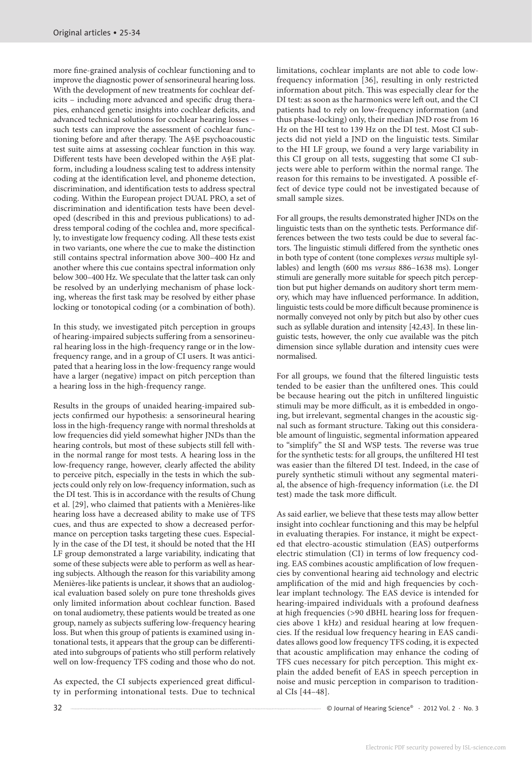more fine-grained analysis of cochlear functioning and to improve the diagnostic power of sensorineural hearing loss. With the development of new treatments for cochlear deficits – including more advanced and specific drug therapies, enhanced genetic insights into cochlear deficits, and advanced technical solutions for cochlear hearing losses – such tests can improve the assessment of cochlear functioning before and after therapy. The A§E psychoacoustic test suite aims at assessing cochlear function in this way. Different tests have been developed within the A§E platform, including a loudness scaling test to address intensity coding at the identification level, and phoneme detection, discrimination, and identification tests to address spectral coding. Within the European project DUAL PRO, a set of discrimination and identification tests have been developed (described in this and previous publications) to address temporal coding of the cochlea and, more specifically, to investigate low frequency coding. All these tests exist in two variants, one where the cue to make the distinction still contains spectral information above 300–400 Hz and another where this cue contains spectral information only below 300–400 Hz. We speculate that the latter task can only be resolved by an underlying mechanism of phase locking, whereas the first task may be resolved by either phase locking or tonotopical coding (or a combination of both).

In this study, we investigated pitch perception in groups of hearing-impaired subjects suffering from a sensorineural hearing loss in the high-frequency range or in the low-frequency range, and in a group of CI users. It was anticipated that a hearing loss in the low-frequency range would have a larger (negative) impact on pitch perception than a hearing loss in the high-frequency range.

Results in the groups of unaided hearing-impaired subjects confirmed our hypothesis: a sensorineural hearing loss in the high-frequency range with normal thresholds at low frequencies did yield somewhat higher JNDs than the hearing controls, but most of these subjects still fell within the normal range for most tests. A hearing loss in the low-frequency range, however, clearly affected the ability to perceive pitch, especially in the tests in which the subjects could only rely on low-frequency information, such as the DI test. This is in accordance with the results of Chung et al. [29], who claimed that patients with a Menières-like hearing loss have a decreased ability to make use of TFS cues, and thus are expected to show a decreased performance on perception tasks targeting these cues. Especially in the case of the DI test, it should be noted that the HI LF group demonstrated a large variability, indicating that some of these subjects were able to perform as well as hearing subjects. Although the reason for this variability among Menières-like patients is unclear, it shows that an audiological evaluation based solely on pure tone thresholds gives only limited information about cochlear function. Based on tonal audiometry, these patients would be treated as one group, namely as subjects suffering low-frequency hearing loss. But when this group of patients is examined using intonational tests, it appears that the group can be differentiated into subgroups of patients who still perform relatively well on low-frequency TFS coding and those who do not.

As expected, the CI subjects experienced great difficulty in performing intonational tests. Due to technical limitations, cochlear implants are not able to code low-frequency information [36], resulting in only restricted information about pitch. This was especially clear for the DI test: as soon as the harmonics were left out, and the CI patients had to rely on low-frequency information (and thus phase-locking) only, their median JND rose from 16 Hz on the HI test to 139 Hz on the DI test. Most CI subjects did not yield a JND on the linguistic tests. Similar to the HI LF group, we found a very large variability in this CI group on all tests, suggesting that some CI subjects were able to perform within the normal range. The reason for this remains to be investigated. A possible effect of device type could not be investigated because of small sample sizes.

For all groups, the results demonstrated higher JNDs on the linguistic tests than on the synthetic tests. Performance differences between the two tests could be due to several factors. The linguistic stimuli differed from the synthetic ones in both type of content (tone complexes *versus* multiple syllables) and length (600 ms *versus* 886–1638 ms). Longer stimuli are generally more suitable for speech pitch perception but put higher demands on auditory short term memory, which may have influenced performance. In addition, linguistic tests could be more difficult because prominence is normally conveyed not only by pitch but also by other cues such as syllable duration and intensity [42,43]. In these linguistic tests, however, the only cue available was the pitch dimension since syllable duration and intensity cues were normalised.

For all groups, we found that the filtered linguistic tests tended to be easier than the unfiltered ones. This could be because hearing out the pitch in unfiltered linguistic stimuli may be more difficult, as it is embedded in ongoing, but irrelevant, segmental changes in the acoustic signal such as formant structure. Taking out this considerable amount of linguistic, segmental information appeared to "simplify" the SI and WSP tests. The reverse was true for the synthetic tests: for all groups, the unfiltered HI test was easier than the filtered DI test. Indeed, in the case of purely synthetic stimuli without any segmental material, the absence of high-frequency information (i.e. the DI test) made the task more difficult.

As said earlier, we believe that these tests may allow better insight into cochlear functioning and this may be helpful in evaluating therapies. For instance, it might be expected that electro-acoustic stimulation (EAS) outperforms electric stimulation (CI) in terms of low frequency coding. EAS combines acoustic amplification of low frequencies by conventional hearing aid technology and electric amplification of the mid and high frequencies by cochlear implant technology. The EAS device is intended for hearing-impaired individuals with a profound deafness at high frequencies (>90 dBHL hearing loss for frequencies above 1 kHz) and residual hearing at low frequencies. If the residual low frequency hearing in EAS candidates allows good low frequency TFS coding, it is expected that acoustic amplification may enhance the coding of TFS cues necessary for pitch perception. This might explain the added benefit of EAS in speech perception in noise and music perception in comparison to traditional CIs [44–48].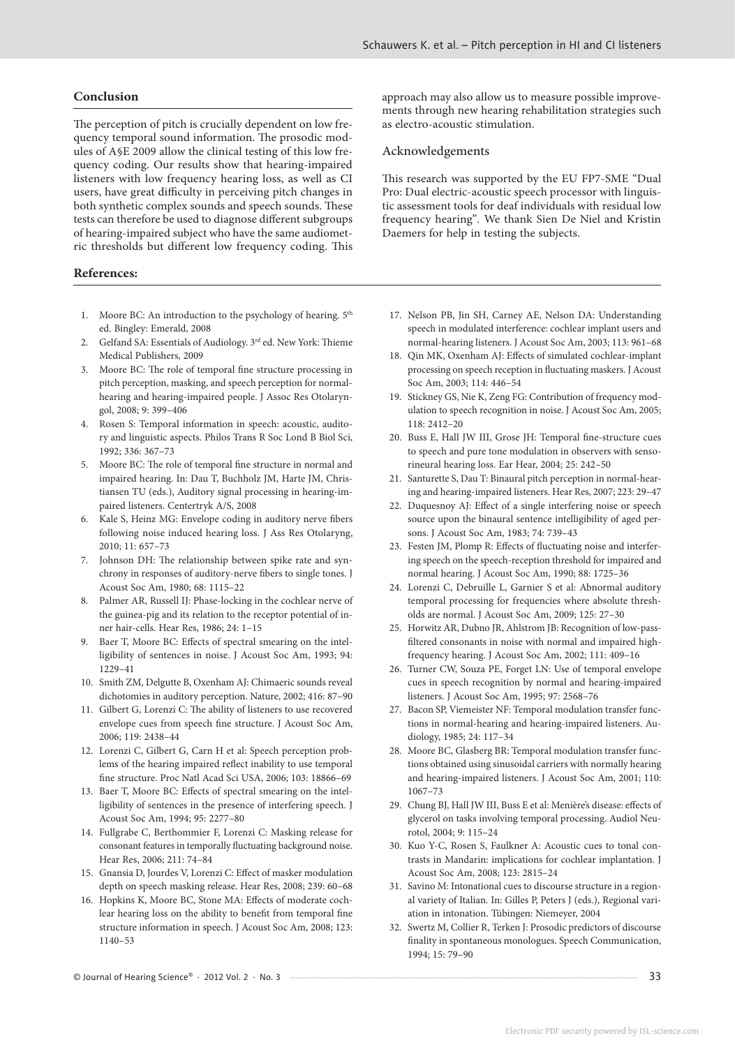## Conclusion

The perception of pitch is crucially dependent on low frequency temporal sound information. The prosodic modules of A§E 2009 allow the clinical testing of this low frequency coding. Our results show that hearing-impaired listeners with low frequency hearing loss, as well as CI users, have great difficulty in perceiving pitch changes in both synthetic complex sounds and speech sounds. These tests can therefore be used to diagnose different subgroups of hearing-impaired subject who have the same audiometric thresholds but different low frequency coding. This approach may also allow us to measure possible improvements through new hearing rehabilitation strategies such as electro-acoustic stimulation.

### Acknowledgements

This research was supported by the EU FP7-SME "Dual Pro: Dual electric-acoustic speech processor with linguistic assessment tools for deaf individuals with residual low frequency hearing". We thank Sien De Niel and Kristin Daemers for help in testing the subjects.

## References:

1. Moore BC: An introduction to the psychology of hearing. 5th ed. Bingley: Emerald, 2008
2. Gelfand SA: Essentials of Audiology. 3rd ed. New York: Thieme Medical Publishers, 2009
3. Moore BC: The role of temporal fine structure processing in pitch perception, masking, and speech perception for normal-hearing and hearing-impaired people. J Assoc Res Otolaryngol, 2008; 9: 399–406
4. Rosen S: Temporal information in speech: acoustic, auditory and linguistic aspects. Philos Trans R Soc Lond B Biol Sci, 1992; 336: 367–73
5. Moore BC: The role of temporal fine structure in normal and impaired hearing. In: Dau T, Buchholz JM, Harte JM, Christiansen TU (eds.), Auditory signal processing in hearing-impaired listeners. Centertryk A/S, 2008
6. Kale S, Heinz MG: Envelope coding in auditory nerve fibers following noise induced hearing loss. J Ass Res Otolaryng, 2010; 11: 657–73
7. Johnson DH: The relationship between spike rate and synchrony in responses of auditory-nerve fibers to single tones. J Acoust Soc Am, 1980; 68: 1115–22
8. Palmer AR, Russell IJ: Phase-locking in the cochlear nerve of the guinea-pig and its relation to the receptor potential of inner hair-cells. Hear Res, 1986; 24: 1–15
9. Baer T, Moore BC: Effects of spectral smearing on the intelligibility of sentences in noise. J Acoust Soc Am, 1993; 94: 1229–41
10. Smith ZM, Delgutte B, Oxenham AJ: Chimaeric sounds reveal dichotomies in auditory perception. Nature, 2002; 416: 87–90
11. Gilbert G, Lorenzi C: The ability of listeners to use recovered envelope cues from speech fine structure. J Acoust Soc Am, 2006; 119: 2438–44
12. Lorenzi C, Gilbert G, Carn H et al: Speech perception problems of the hearing impaired reflect inability to use temporal fine structure. Proc Natl Acad Sci USA, 2006; 103: 18866–69
13. Baer T, Moore BC: Effects of spectral smearing on the intelligibility of sentences in the presence of interfering speech. J Acoust Soc Am, 1994; 95: 2277–80
14. Fullgrabe C, Berthommier F, Lorenzi C: Masking release for consonant features in temporally fluctuating background noise. Hear Res, 2006; 211: 74–84
15. Gnansia D, Jourdes V, Lorenzi C: Effect of masker modulation depth on speech masking release. Hear Res, 2008; 239: 60–68
16. Hopkins K, Moore BC, Stone MA: Effects of moderate cochlear hearing loss on the ability to benefit from temporal fine structure information in speech. J Acoust Soc Am, 2008; 123: 1140–53
17. Nelson PB, Jin SH, Carney AE, Nelson DA: Understanding speech in modulated interference: cochlear implant users and normal-hearing listeners. J Acoust Soc Am, 2003; 113: 961–68
18. Qin MK, Oxenham AJ: Effects of simulated cochlear-implant processing on speech reception in fluctuating maskers. J Acoust Soc Am, 2003; 114: 446–54
19. Stickney GS, Nie K, Zeng FG: Contribution of frequency modulation to speech recognition in noise. J Acoust Soc Am, 2005; 118: 2412–20
20. Buss E, Hall JW III, Grose JH: Temporal fine-structure cues to speech and pure tone modulation in observers with sensorineural hearing loss. Ear Hear, 2004; 25: 242–50
21. Santurette S, Dau T: Binaural pitch perception in normal-hearing and hearing-impaired listeners. Hear Res, 2007; 223: 29–47
22. Duquesnoy AJ: Effect of a single interfering noise or speech source upon the binaural sentence intelligibility of aged persons. J Acoust Soc Am, 1983; 74: 739–43
23. Festen JM, Plomp R: Effects of fluctuating noise and interfering speech on the speech-reception threshold for impaired and normal hearing. J Acoust Soc Am, 1990; 88: 1725–36
24. Lorenzi C, Debruille L, Garnier S et al: Abnormal auditory temporal processing for frequencies where absolute thresholds are normal. J Acoust Soc Am, 2009; 125: 27–30
25. Horwitz AR, Dubno JR, Ahlstrom JB: Recognition of low-pass-filtered consonants in noise with normal and impaired high-frequency hearing. J Acoust Soc Am, 2002; 111: 409–16
26. Turner CW, Souza PE, Forget LN: Use of temporal envelope cues in speech recognition by normal and hearing-impaired listeners. J Acoust Soc Am, 1995; 97: 2568–76
27. Bacon SP, Viemeister NF: Temporal modulation transfer functions in normal-hearing and hearing-impaired listeners. Audiology, 1985; 24: 117–34
28. Moore BC, Glasberg BR: Temporal modulation transfer functions obtained using sinusoidal carriers with normally hearing and hearing-impaired listeners. J Acoust Soc Am, 2001; 110: 1067–73
29. Chung BJ, Hall JW III, Buss E et al: Menière's disease: effects of glycerol on tasks involving temporal processing. Audiol Neurotol, 2004; 9: 115–24
30. Kuo Y-C, Rosen S, Faulkner A: Acoustic cues to tonal contrasts in Mandarin: implications for cochlear implantation. J Acoust Soc Am, 2008; 123: 2815–24
31. Savino M: Intonational cues to discourse structure in a regional variety of Italian. In: Gilles P, Peters J (eds.), Regional variation in intonation. Tübingen: Niemeyer, 2004
32. Swertz M, Collier R, Terken J: Prosodic predictors of discourse finality in spontaneous monologues. Speech Communication, 1994; 15: 79–90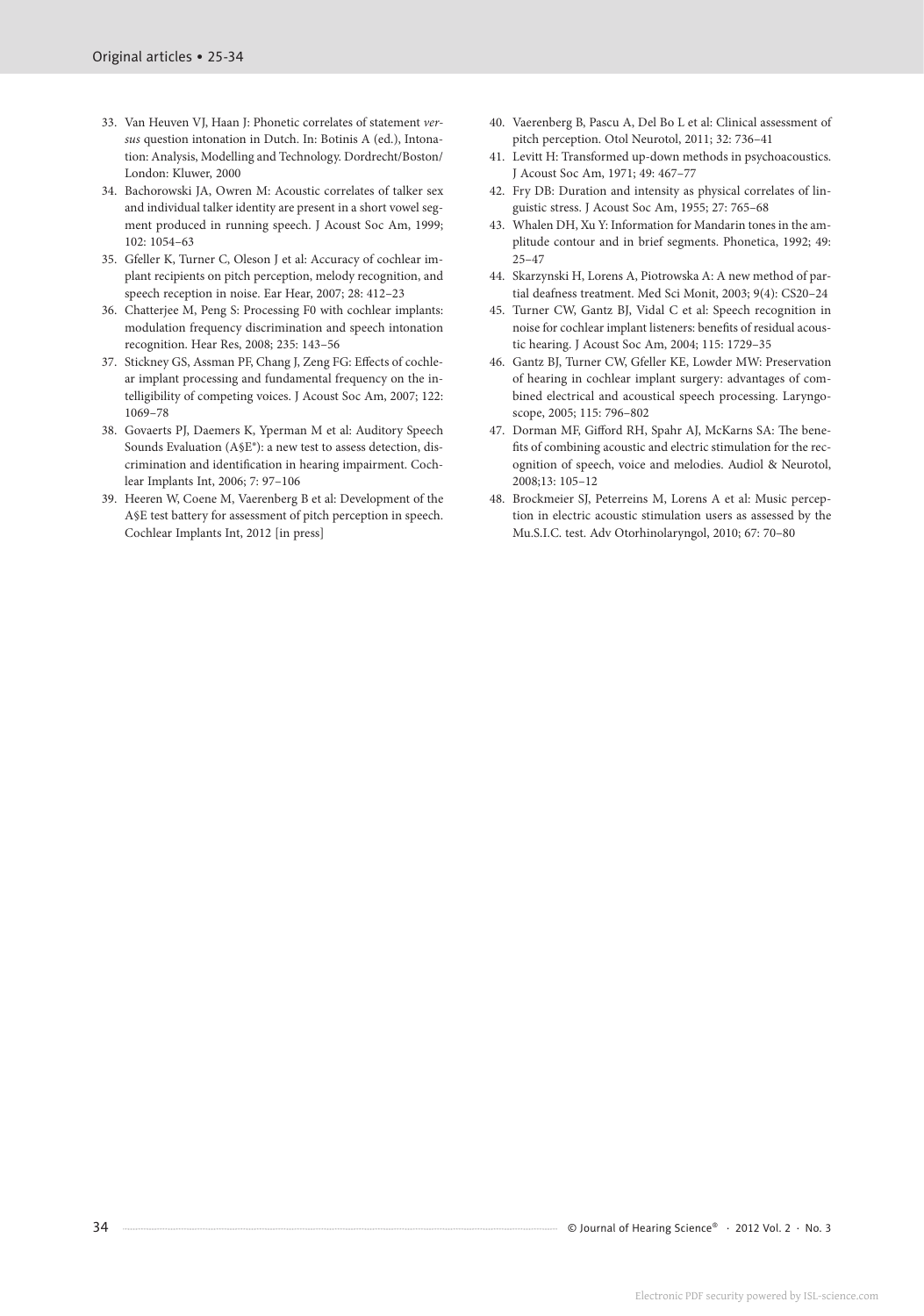33. Van Heuven VJ, Haan J: Phonetic correlates of statement *versus* question intonation in Dutch. In: Botinis A (ed.), Intonation: Analysis, Modelling and Technology. Dordrecht/Boston/London: Kluwer, 2000
34. Bachorowski JA, Owren M: Acoustic correlates of talker sex and individual talker identity are present in a short vowel segment produced in running speech. J Acoust Soc Am, 1999; 102: 1054–63
35. Gfeller K, Turner C, Oleson J et al: Accuracy of cochlear implant recipients on pitch perception, melody recognition, and speech reception in noise. Ear Hear, 2007; 28: 412–23
36. Chatterjee M, Peng S: Processing F0 with cochlear implants: modulation frequency discrimination and speech intonation recognition. Hear Res, 2008; 235: 143–56
37. Stickney GS, Assman PF, Chang J, Zeng FG: Effects of cochlear implant processing and fundamental frequency on the intelligibility of competing voices. J Acoust Soc Am, 2007; 122: 1069–78
38. Govaerts PJ, Daemers K, Yperman M et al: Auditory Speech Sounds Evaluation (A§E®): a new test to assess detection, discrimination and identification in hearing impairment. Cochlear Implants Int, 2006; 7: 97–106
39. Heeren W, Coene M, Vaerenberg B et al: Development of the A§E test battery for assessment of pitch perception in speech. Cochlear Implants Int, 2012 [in press]
40. Vaerenberg B, Pascu A, Del Bo L et al: Clinical assessment of pitch perception. Otol Neurotol, 2011; 32: 736–41
41. Levitt H: Transformed up-down methods in psychoacoustics. J Acoust Soc Am, 1971; 49: 467–77
42. Fry DB: Duration and intensity as physical correlates of linguistic stress. J Acoust Soc Am, 1955; 27: 765–68
43. Whalen DH, Xu Y: Information for Mandarin tones in the amplitude contour and in brief segments. Phonetica, 1992; 49: 25–47
44. Skarzynski H, Lorens A, Piotrowska A: A new method of partial deafness treatment. Med Sci Monit, 2003; 9(4): CS20–24
45. Turner CW, Gantz BJ, Vidal C et al: Speech recognition in noise for cochlear implant listeners: benefits of residual acoustic hearing. J Acoust Soc Am, 2004; 115: 1729–35
46. Gantz BJ, Turner CW, Gfeller KE, Lowder MW: Preservation of hearing in cochlear implant surgery: advantages of combined electrical and acoustical speech processing. Laryngoscope, 2005; 115: 796–802
47. Dorman MF, Gifford RH, Spahr AJ, McKarns SA: The benefits of combining acoustic and electric stimulation for the recognition of speech, voice and melodies. Audiol & Neurotol, 2008;13: 105–12
48. Brockmeier SJ, Peterreins M, Lorens A et al: Music perception in electric acoustic stimulation users as assessed by the Mu.S.I.C. test. Adv Otorhinolaryngol, 2010; 67: 70–80